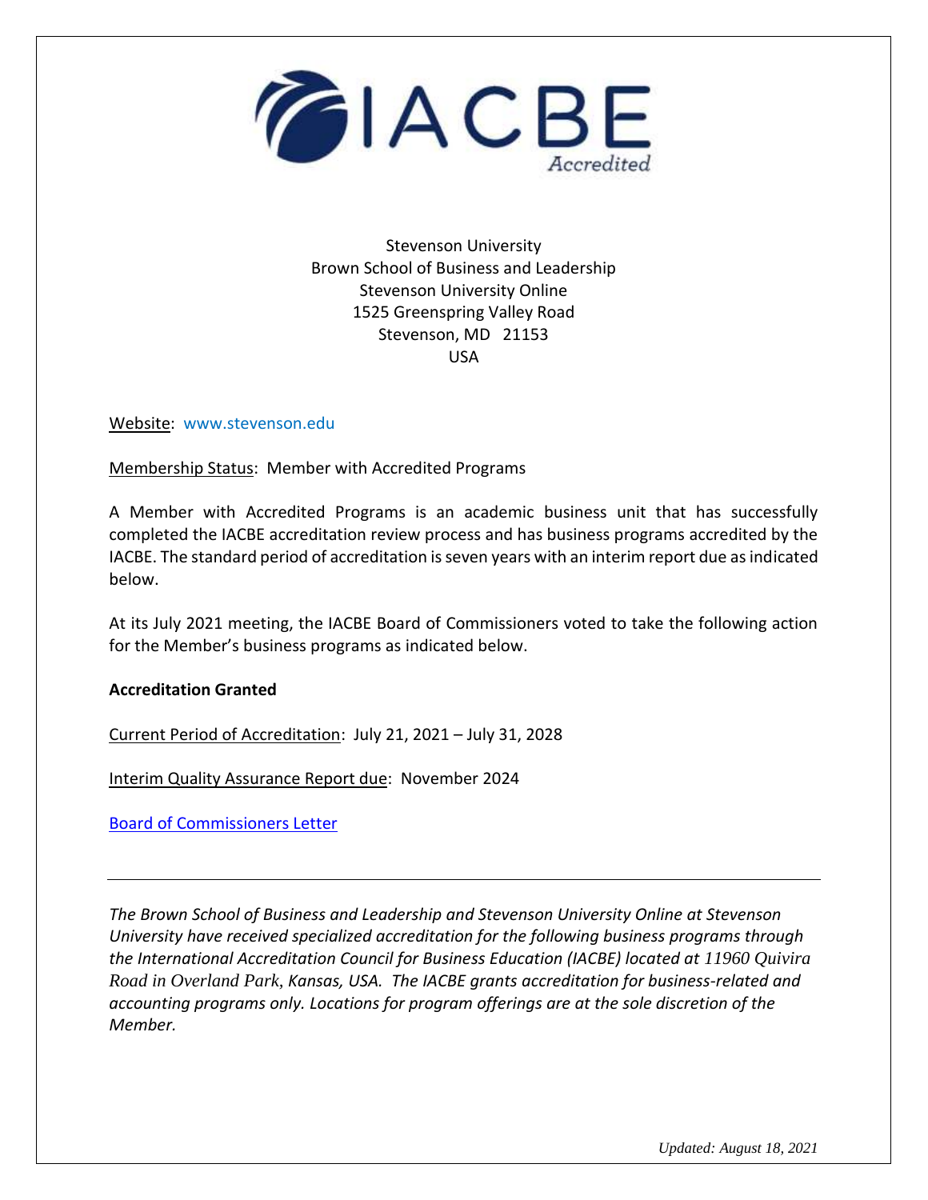IACBE Accredited

Stevenson University
Brown School of Business and Leadership
Stevenson University Online
1525 Greenspring Valley Road
Stevenson, MD 21153
USA

Website: www.stevenson.edu

Membership Status: Member with Accredited Programs

A Member with Accredited Programs is an academic business unit that has successfully completed the IACBE accreditation review process and has business programs accredited by the IACBE. The standard period of accreditation is seven years with an interim report due as indicated below.

At its July 2021 meeting, the IACBE Board of Commissioners voted to take the following action for the Member's business programs as indicated below.

**Accreditation Granted**

Current Period of Accreditation: July 21, 2021 – July 31, 2028

Interim Quality Assurance Report due: November 2024

Board of Commissioners Letter

---

*The Brown School of Business and Leadership and Stevenson University Online at Stevenson University have received specialized accreditation for the following business programs through the International Accreditation Council for Business Education (IACBE) located at 11960 Quivira Road in Overland Park, Kansas, USA. The IACBE grants accreditation for business-related and accounting programs only. Locations for program offerings are at the sole discretion of the Member.*

*Updated: August 18, 2021*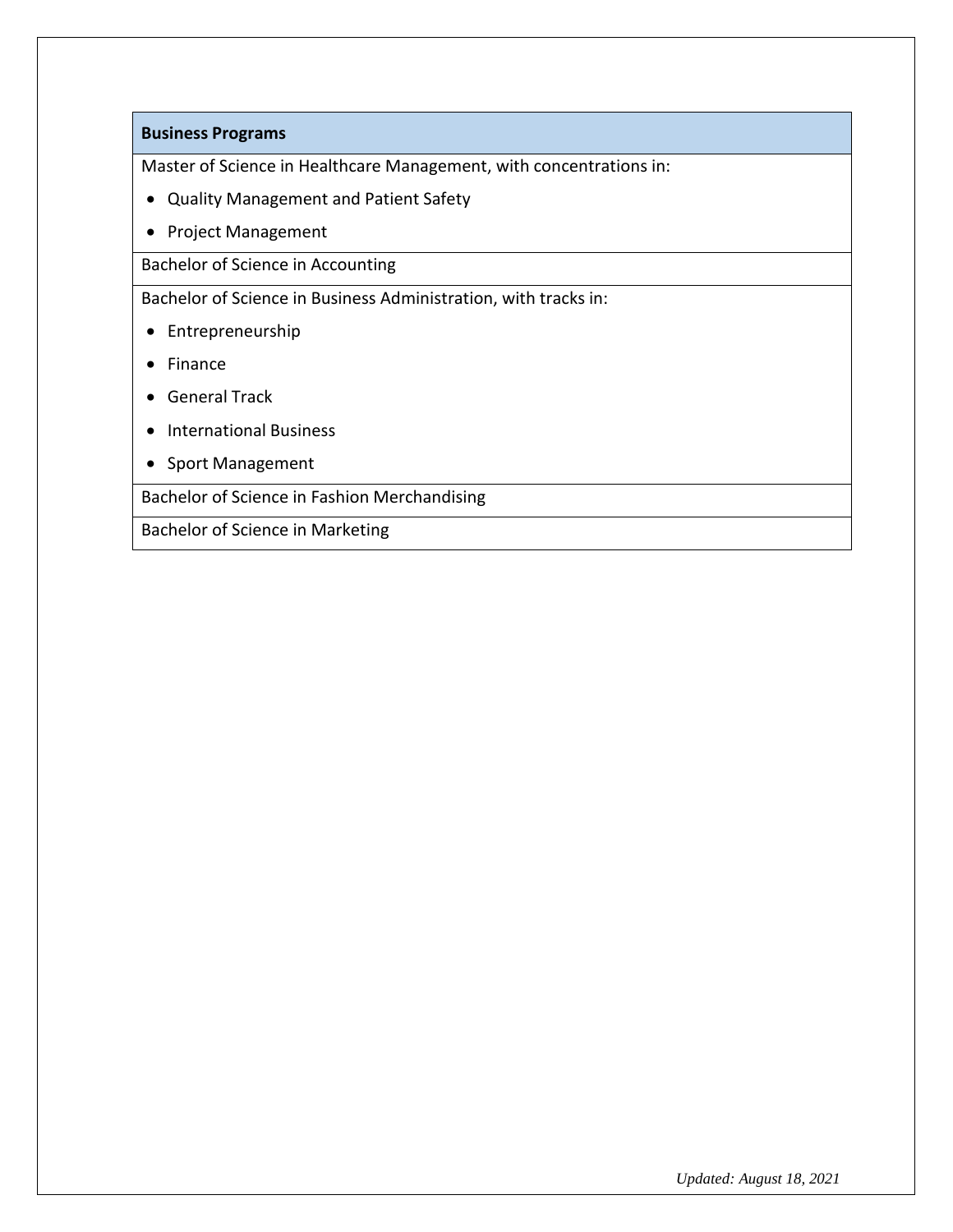| Business Programs |
|---|
| Master of Science in Healthcare Management, with concentrations in:<br>• Quality Management and Patient Safety<br>• Project Management |
| Bachelor of Science in Accounting |
| Bachelor of Science in Business Administration, with tracks in:<br>• Entrepreneurship<br>• Finance<br>• General Track<br>• International Business<br>• Sport Management |
| Bachelor of Science in Fashion Merchandising |
| Bachelor of Science in Marketing |

*Updated: August 18, 2021*